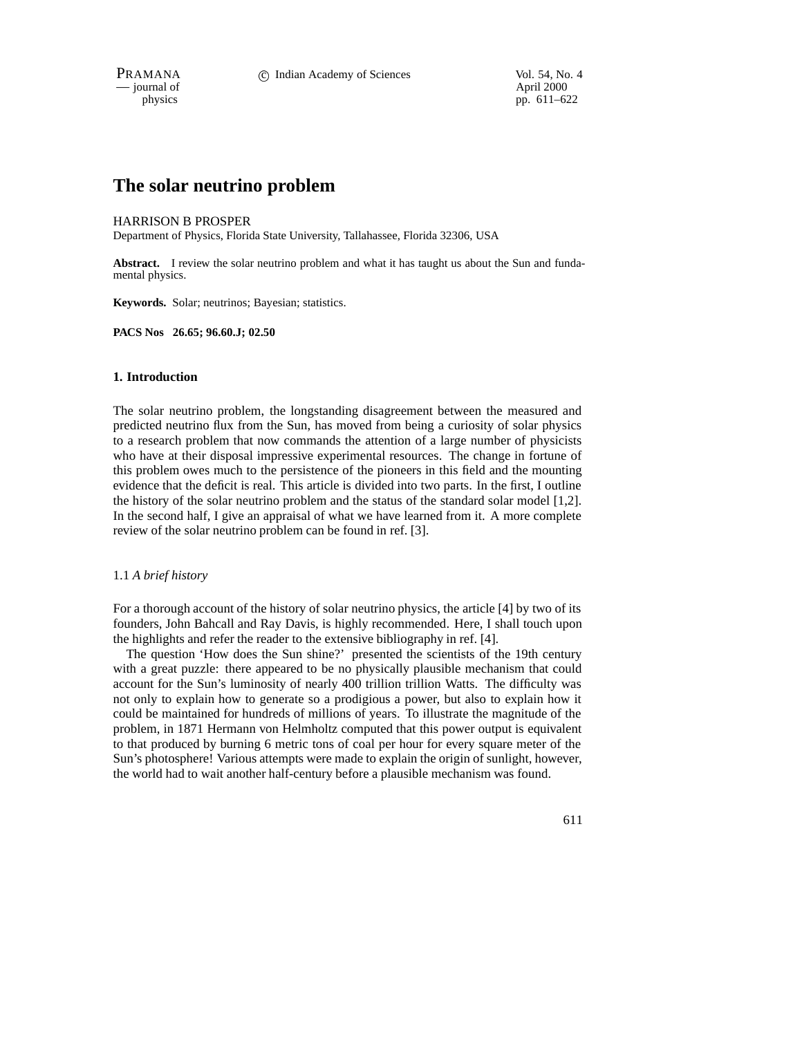# The solar neutrino problem

HARRISON B PROSPER

Department of Physics, Florida State University, Tallahassee, Florida 32306, USA

**Abstract.** I review the solar neutrino problem and what it has taught us about the Sun and fundamental physics.

**Keywords.** Solar; neutrinos; Bayesian; statistics.

**PACS Nos 26.65; 96.60.J; 02.50**

## 1. Introduction

The solar neutrino problem, the longstanding disagreement between the measured and predicted neutrino flux from the Sun, has moved from being a curiosity of solar physics to a research problem that now commands the attention of a large number of physicists who have at their disposal impressive experimental resources. The change in fortune of this problem owes much to the persistence of the pioneers in this field and the mounting evidence that the deficit is real. This article is divided into two parts. In the first, I outline the history of the solar neutrino problem and the status of the standard solar model [1,2]. In the second half, I give an appraisal of what we have learned from it. A more complete review of the solar neutrino problem can be found in ref. [3].

### 1.1 *A brief history*

For a thorough account of the history of solar neutrino physics, the article [4] by two of its founders, John Bahcall and Ray Davis, is highly recommended. Here, I shall touch upon the highlights and refer the reader to the extensive bibliography in ref. [4].

The question 'How does the Sun shine?' presented the scientists of the 19th century with a great puzzle: there appeared to be no physically plausible mechanism that could account for the Sun's luminosity of nearly 400 trillion trillion Watts. The difficulty was not only to explain how to generate so a prodigious a power, but also to explain how it could be maintained for hundreds of millions of years. To illustrate the magnitude of the problem, in 1871 Hermann von Helmholtz computed that this power output is equivalent to that produced by burning 6 metric tons of coal per hour for every square meter of the Sun's photosphere! Various attempts were made to explain the origin of sunlight, however, the world had to wait another half-century before a plausible mechanism was found.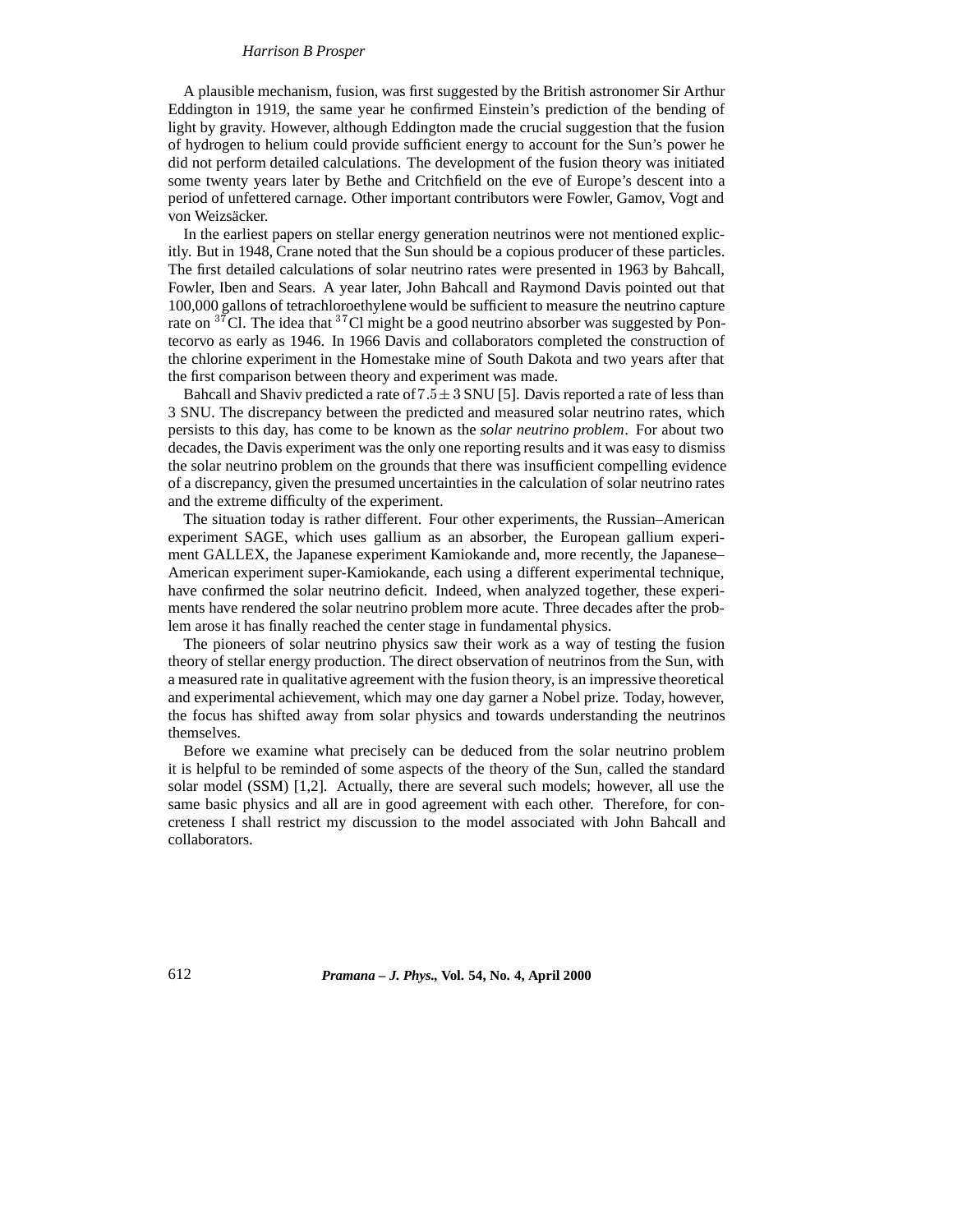A plausible mechanism, fusion, was first suggested by the British astronomer Sir Arthur Eddington in 1919, the same year he confirmed Einstein's prediction of the bending of light by gravity. However, although Eddington made the crucial suggestion that the fusion of hydrogen to helium could provide sufficient energy to account for the Sun's power he did not perform detailed calculations. The development of the fusion theory was initiated some twenty years later by Bethe and Critchfield on the eve of Europe's descent into a period of unfettered carnage. Other important contributors were Fowler, Gamov, Vogt and von Weizsäcker.

In the earliest papers on stellar energy generation neutrinos were not mentioned explicitly. But in 1948, Crane noted that the Sun should be a copious producer of these particles. The first detailed calculations of solar neutrino rates were presented in 1963 by Bahcall, Fowler, Iben and Sears. A year later, John Bahcall and Raymond Davis pointed out that 100,000 gallons of tetrachloroethylene would be sufficient to measure the neutrino capture rate on $^{37}$Cl. The idea that $^{37}$Cl might be a good neutrino absorber was suggested by Pontecorvo as early as 1946. In 1966 Davis and collaborators completed the construction of the chlorine experiment in the Homestake mine of South Dakota and two years after that the first comparison between theory and experiment was made.

Bahcall and Shaviv predicted a rate of $7.5 \pm 3$ SNU [5]. Davis reported a rate of less than 3 SNU. The discrepancy between the predicted and measured solar neutrino rates, which persists to this day, has come to be known as the *solar neutrino problem*. For about two decades, the Davis experiment was the only one reporting results and it was easy to dismiss the solar neutrino problem on the grounds that there was insufficient compelling evidence of a discrepancy, given the presumed uncertainties in the calculation of solar neutrino rates and the extreme difficulty of the experiment.

The situation today is rather different. Four other experiments, the Russian–American experiment SAGE, which uses gallium as an absorber, the European gallium experiment GALLEX, the Japanese experiment Kamiokande and, more recently, the Japanese–American experiment super-Kamiokande, each using a different experimental technique, have confirmed the solar neutrino deficit. Indeed, when analyzed together, these experiments have rendered the solar neutrino problem more acute. Three decades after the problem arose it has finally reached the center stage in fundamental physics.

The pioneers of solar neutrino physics saw their work as a way of testing the fusion theory of stellar energy production. The direct observation of neutrinos from the Sun, with a measured rate in qualitative agreement with the fusion theory, is an impressive theoretical and experimental achievement, which may one day garner a Nobel prize. Today, however, the focus has shifted away from solar physics and towards understanding the neutrinos themselves.

Before we examine what precisely can be deduced from the solar neutrino problem it is helpful to be reminded of some aspects of the theory of the Sun, called the standard solar model (SSM) [1,2]. Actually, there are several such models; however, all use the same basic physics and all are in good agreement with each other. Therefore, for concreteness I shall restrict my discussion to the model associated with John Bahcall and collaborators.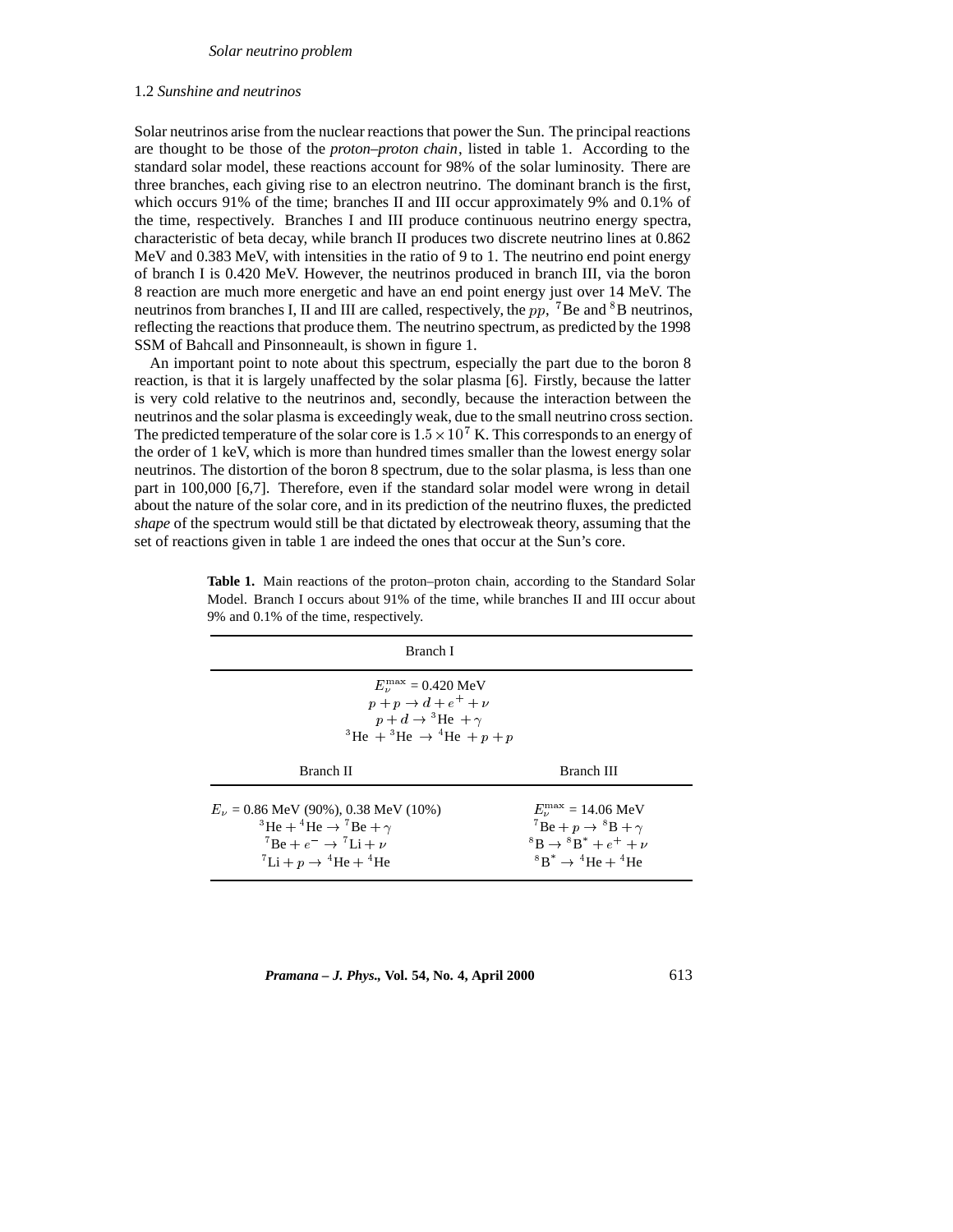### 1.2 *Sunshine and neutrinos*

Solar neutrinos arise from the nuclear reactions that power the Sun. The principal reactions are thought to be those of the *proton–proton chain*, listed in table 1. According to the standard solar model, these reactions account for 98% of the solar luminosity. There are three branches, each giving rise to an electron neutrino. The dominant branch is the first, which occurs 91% of the time; branches II and III occur approximately 9% and 0.1% of the time, respectively. Branches I and III produce continuous neutrino energy spectra, characteristic of beta decay, while branch II produces two discrete neutrino lines at 0.862 MeV and 0.383 MeV, with intensities in the ratio of 9 to 1. The neutrino end point energy of branch I is 0.420 MeV. However, the neutrinos produced in branch III, via the boron 8 reaction are much more energetic and have an end point energy just over 14 MeV. The neutrinos from branches I, II and III are called, respectively, the $pp$, $^7$Be and $^8$B neutrinos, reflecting the reactions that produce them. The neutrino spectrum, as predicted by the 1998 SSM of Bahcall and Pinsonneault, is shown in figure 1.

An important point to note about this spectrum, especially the part due to the boron 8 reaction, is that it is largely unaffected by the solar plasma [6]. Firstly, because the latter is very cold relative to the neutrinos and, secondly, because the interaction between the neutrinos and the solar plasma is exceedingly weak, due to the small neutrino cross section. The predicted temperature of the solar core is $1.5 \times 10^7$ K. This corresponds to an energy of the order of 1 keV, which is more than hundred times smaller than the lowest energy solar neutrinos. The distortion of the boron 8 spectrum, due to the solar plasma, is less than one part in 100,000 [6,7]. Therefore, even if the standard solar model were wrong in detail about the nature of the solar core, and in its prediction of the neutrino fluxes, the predicted *shape* of the spectrum would still be that dictated by electroweak theory, assuming that the set of reactions given in table 1 are indeed the ones that occur at the Sun's core.

**Table 1.** Main reactions of the proton–proton chain, according to the Standard Solar Model. Branch I occurs about 91% of the time, while branches II and III occur about 9% and 0.1% of the time, respectively.

| Branch I | |
|---|---|
| $E_\nu^{\max}$ = 0.420 MeV<br>$p + p \to d + e^+ + \nu$<br>$p + d \to {}^3\text{He} + \gamma$<br>${}^3\text{He} + {}^3\text{He} \to {}^4\text{He} + p + p$ | |
| **Branch II** | **Branch III** |
| $E_\nu$ = 0.86 MeV (90%), 0.38 MeV (10%)<br>${}^3\text{He} + {}^4\text{He} \to {}^7\text{Be} + \gamma$<br>${}^7\text{Be} + e^- \to {}^7\text{Li} + \nu$<br>${}^7\text{Li} + p \to {}^4\text{He} + {}^4\text{He}$ | $E_\nu^{\max}$ = 14.06 MeV<br>${}^7\text{Be} + p \to {}^8\text{B} + \gamma$<br>${}^8\text{B} \to {}^8\text{B}^* + e^+ + \nu$<br>${}^8\text{B}^* \to {}^4\text{He} + {}^4\text{He}$ |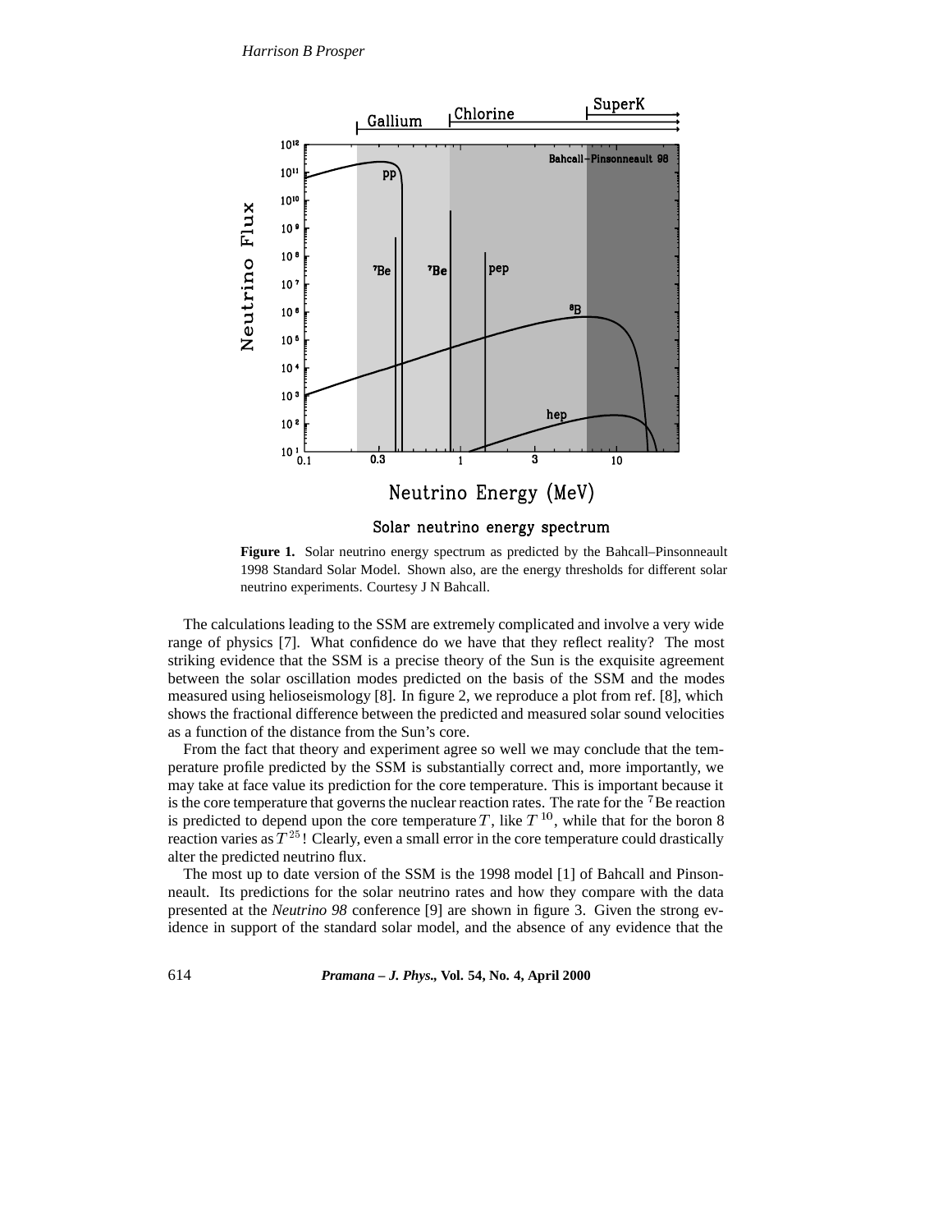**Figure 1.** Solar neutrino energy spectrum as predicted by the Bahcall–Pinsonneault 1998 Standard Solar Model. Shown also, are the energy thresholds for different solar neutrino experiments. Courtesy J N Bahcall.

The calculations leading to the SSM are extremely complicated and involve a very wide range of physics [7]. What confidence do we have that they reflect reality? The most striking evidence that the SSM is a precise theory of the Sun is the exquisite agreement between the solar oscillation modes predicted on the basis of the SSM and the modes measured using helioseismology [8]. In figure 2, we reproduce a plot from ref. [8], which shows the fractional difference between the predicted and measured solar sound velocities as a function of the distance from the Sun's core.

From the fact that theory and experiment agree so well we may conclude that the temperature profile predicted by the SSM is substantially correct and, more importantly, we may take at face value its prediction for the core temperature. This is important because it is the core temperature that governs the nuclear reaction rates. The rate for the $^7$Be reaction is predicted to depend upon the core temperature $T$, like $T^{10}$, while that for the boron 8 reaction varies as $T^{25}$! Clearly, even a small error in the core temperature could drastically alter the predicted neutrino flux.

The most up to date version of the SSM is the 1998 model [1] of Bahcall and Pinsonneault. Its predictions for the solar neutrino rates and how they compare with the data presented at the *Neutrino 98* conference [9] are shown in figure 3. Given the strong evidence in support of the standard solar model, and the absence of any evidence that the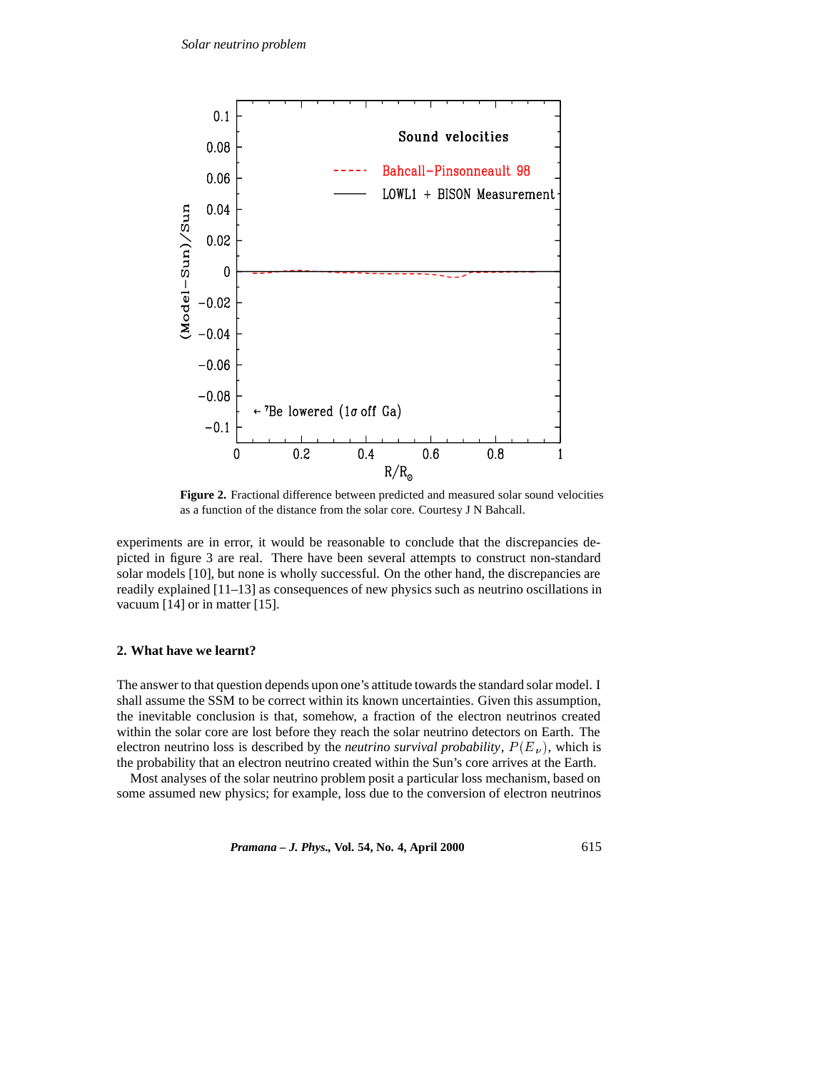**Figure 2.** Fractional difference between predicted and measured solar sound velocities as a function of the distance from the solar core. Courtesy J N Bahcall.

experiments are in error, it would be reasonable to conclude that the discrepancies depicted in figure 3 are real. There have been several attempts to construct non-standard solar models [10], but none is wholly successful. On the other hand, the discrepancies are readily explained [11–13] as consequences of new physics such as neutrino oscillations in vacuum [14] or in matter [15].

## 2. What have we learnt?

The answer to that question depends upon one's attitude towards the standard solar model. I shall assume the SSM to be correct within its known uncertainties. Given this assumption, the inevitable conclusion is that, somehow, a fraction of the electron neutrinos created within the solar core are lost before they reach the solar neutrino detectors on Earth. The electron neutrino loss is described by the *neutrino survival probability*, $P(E_\nu)$, which is the probability that an electron neutrino created within the Sun's core arrives at the Earth.

Most analyses of the solar neutrino problem posit a particular loss mechanism, based on some assumed new physics; for example, loss due to the conversion of electron neutrinos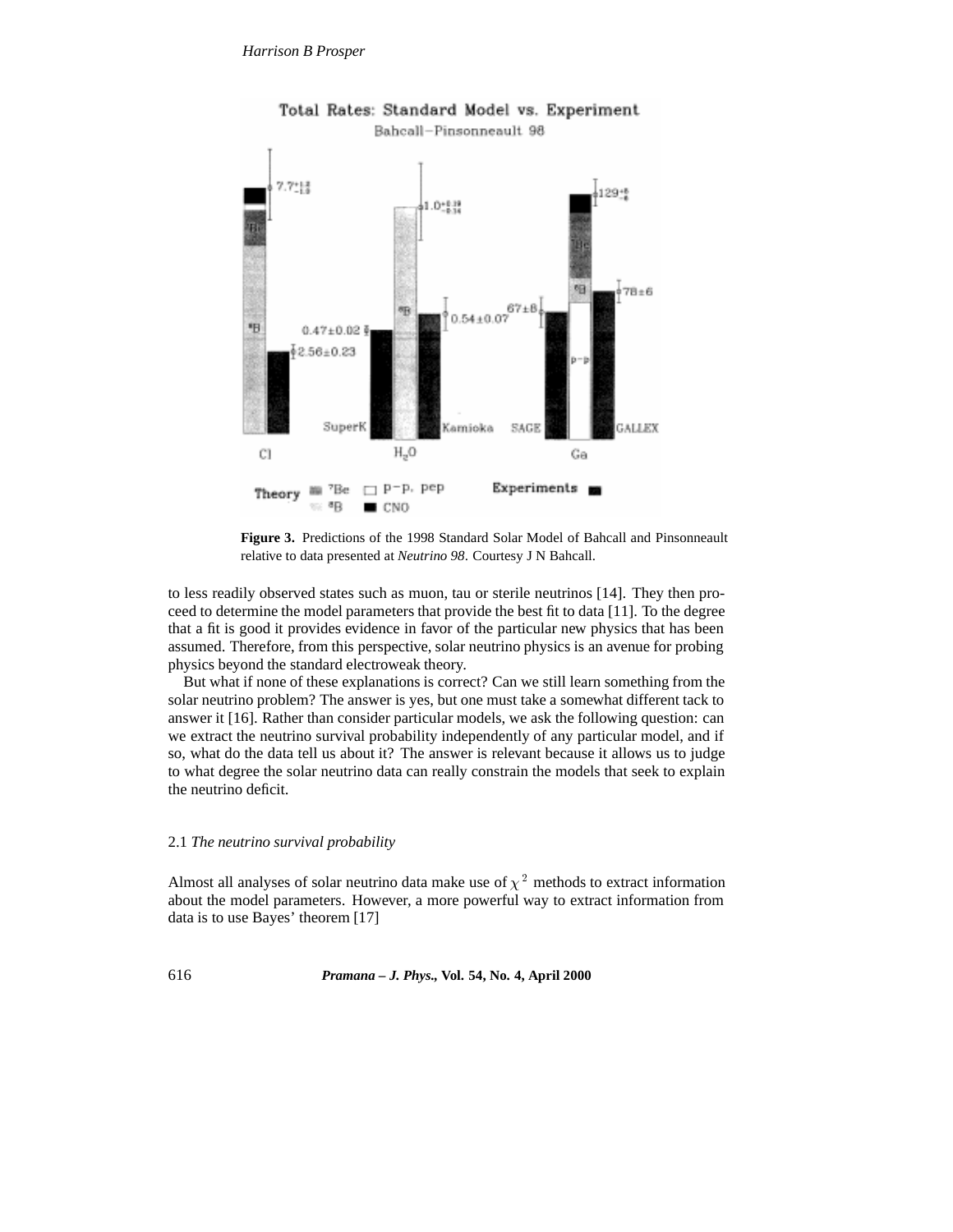**Figure 3.** Predictions of the 1998 Standard Solar Model of Bahcall and Pinsonneault relative to data presented at *Neutrino 98*. Courtesy J N Bahcall.

to less readily observed states such as muon, tau or sterile neutrinos [14]. They then proceed to determine the model parameters that provide the best fit to data [11]. To the degree that a fit is good it provides evidence in favor of the particular new physics that has been assumed. Therefore, from this perspective, solar neutrino physics is an avenue for probing physics beyond the standard electroweak theory.

But what if none of these explanations is correct? Can we still learn something from the solar neutrino problem? The answer is yes, but one must take a somewhat different tack to answer it [16]. Rather than consider particular models, we ask the following question: can we extract the neutrino survival probability independently of any particular model, and if so, what do the data tell us about it? The answer is relevant because it allows us to judge to what degree the solar neutrino data can really constrain the models that seek to explain the neutrino deficit.

### 2.1 *The neutrino survival probability*

Almost all analyses of solar neutrino data make use of $\chi^2$ methods to extract information about the model parameters. However, a more powerful way to extract information from data is to use Bayes' theorem [17]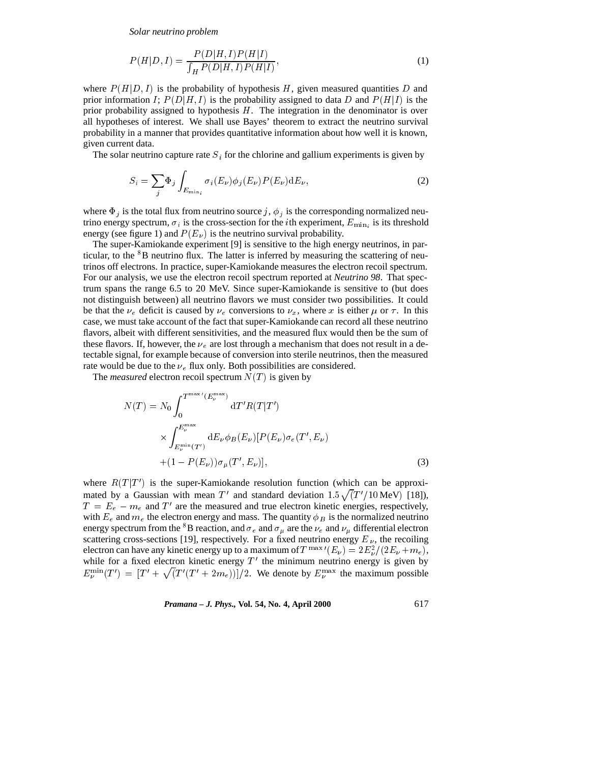$$P(H|D,I) = \frac{P(D|H,I)P(H|I)}{\int_H P(D|H,I)P(H|I)}, \tag{1}$$

where $P(H|D,I)$ is the probability of hypothesis $H$, given measured quantities $D$ and prior information $I$; $P(D|H,I)$ is the probability assigned to data $D$ and $P(H|I)$ is the prior probability assigned to hypothesis $H$. The integration in the denominator is over all hypotheses of interest. We shall use Bayes' theorem to extract the neutrino survival probability in a manner that provides quantitative information about how well it is known, given current data.

The solar neutrino capture rate $S_i$ for the chlorine and gallium experiments is given by

$$S_i = \sum_j \Phi_j \int_{E_{\min_i}} \sigma_i(E_\nu)\phi_j(E_\nu)P(E_\nu)\mathrm{d}E_\nu, \tag{2}$$

where $\Phi_j$ is the total flux from neutrino source $j$, $\phi_j$ is the corresponding normalized neutrino energy spectrum, $\sigma_i$ is the cross-section for the $i$th experiment, $E_{\min_i}$ is its threshold energy (see figure 1) and $P(E_\nu)$ is the neutrino survival probability.

The super-Kamiokande experiment [9] is sensitive to the high energy neutrinos, in particular, to the $^8$B neutrino flux. The latter is inferred by measuring the scattering of neutrinos off electrons. In practice, super-Kamiokande measures the electron recoil spectrum. For our analysis, we use the electron recoil spectrum reported at *Neutrino 98*. That spectrum spans the range 6.5 to 20 MeV. Since super-Kamiokande is sensitive to (but does not distinguish between) all neutrino flavors we must consider two possibilities. It could be that the $\nu_e$ deficit is caused by $\nu_e$ conversions to $\nu_x$, where $x$ is either $\mu$ or $\tau$. In this case, we must take account of the fact that super-Kamiokande can record all these neutrino flavors, albeit with different sensitivities, and the measured flux would then be the sum of these flavors. If, however, the $\nu_e$ are lost through a mechanism that does not result in a detectable signal, for example because of conversion into sterile neutrinos, then the measured rate would be due to the $\nu_e$ flux only. Both possibilities are considered.

The *measured* electron recoil spectrum $N(T)$ is given by

$$\begin{aligned}
N(T) = N_0 \int_0^{T^{\max\prime}(E_\nu^{\max})} &\mathrm{d}T' R(T|T') \\
&\times \int_{E_\nu^{\min}(T')}^{E_\nu^{\max}} \mathrm{d}E_\nu \phi_B(E_\nu)[P(E_\nu)\sigma_e(T',E_\nu) \\
&+(1-P(E_\nu))\sigma_\mu(T',E_\nu)],
\end{aligned} \tag{3}$$

where $R(T|T')$ is the super-Kamiokande resolution function (which can be approximated by a Gaussian with mean $T'$ and standard deviation $1.5\sqrt{(T'/10\,\mathrm{MeV})}$ [18]), $T = E_e - m_e$ and $T'$ are the measured and true electron kinetic energies, respectively, with $E_e$ and $m_e$ the electron energy and mass. The quantity $\phi_B$ is the normalized neutrino energy spectrum from the $^8$B reaction, and $\sigma_e$ and $\sigma_\mu$ are the $\nu_e$ and $\nu_\mu$ differential electron scattering cross-sections [19], respectively. For a fixed neutrino energy $E_\nu$, the recoiling electron can have any kinetic energy up to a maximum of $T^{\max\prime}(E_\nu) = 2E_\nu^2/(2E_\nu + m_e)$, while for a fixed electron kinetic energy $T'$ the minimum neutrino energy is given by $E_\nu^{\min}(T') = [T' + \sqrt{(T'(T'+2m_e))}]/2$. We denote by $E_\nu^{\max}$ the maximum possible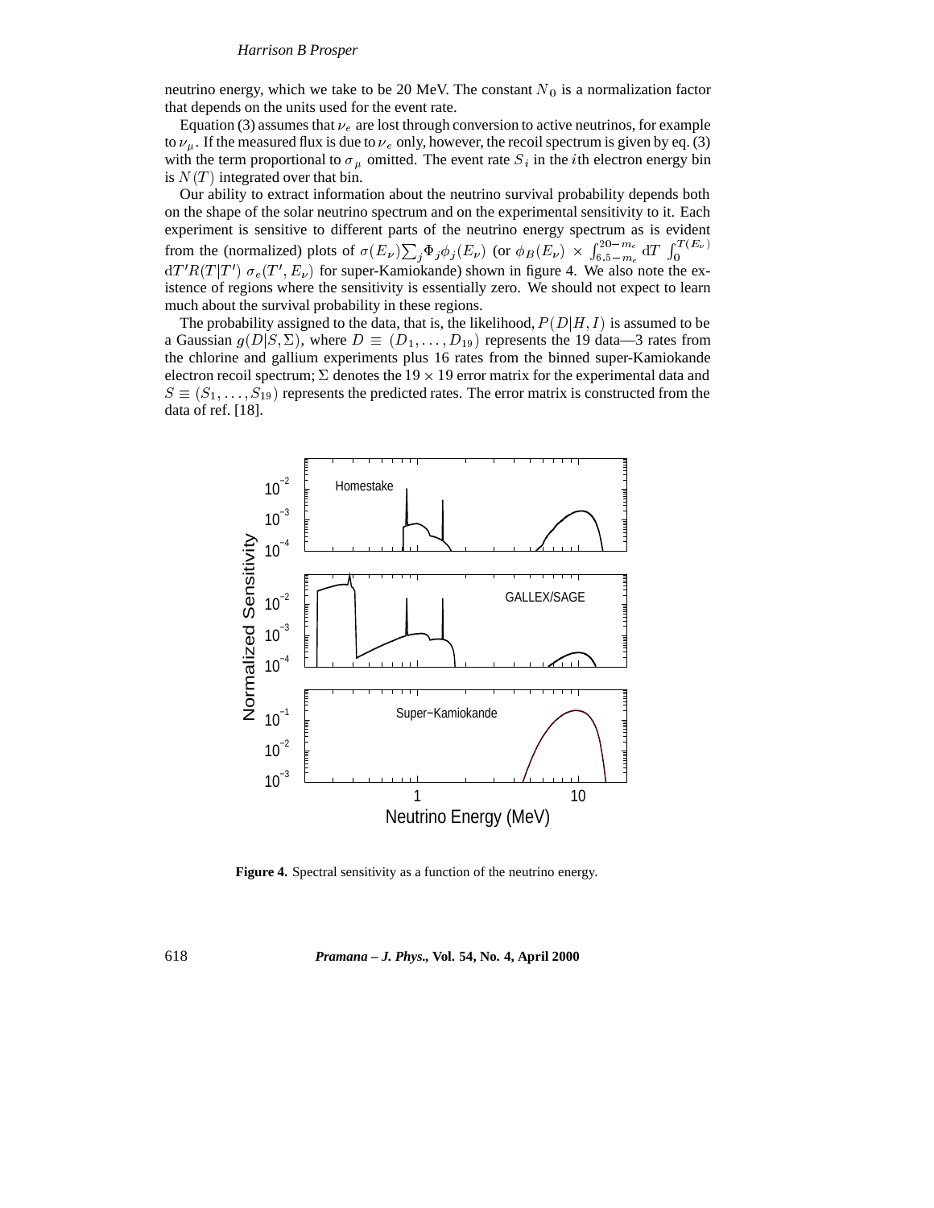neutrino energy, which we take to be 20 MeV. The constant $N_0$ is a normalization factor that depends on the units used for the event rate.

Equation (3) assumes that $\nu_e$ are lost through conversion to active neutrinos, for example to $\nu_\mu$. If the measured flux is due to $\nu_e$ only, however, the recoil spectrum is given by eq. (3) with the term proportional to $\sigma_\mu$ omitted. The event rate $S_i$ in the $i$th electron energy bin is $N(T)$ integrated over that bin.

Our ability to extract information about the neutrino survival probability depends both on the shape of the solar neutrino spectrum and on the experimental sensitivity to it. Each experiment is sensitive to different parts of the neutrino energy spectrum as is evident from the (normalized) plots of $\sigma(E_\nu)\sum_j \Phi_j \phi_j(E_\nu)$ (or $\phi_B(E_\nu) \times \int_{6.5-m_e}^{20-m_e} \mathrm{d}T \int_0^{T(E_\nu)} \mathrm{d}T' R(T|T')\, \sigma_e(T', E_\nu)$ for super-Kamiokande) shown in figure 4. We also note the existence of regions where the sensitivity is essentially zero. We should not expect to learn much about the survival probability in these regions.

The probability assigned to the data, that is, the likelihood, $P(D|H, I)$ is assumed to be a Gaussian $g(D|S, \Sigma)$, where $D \equiv (D_1, \ldots, D_{19})$ represents the 19 data—3 rates from the chlorine and gallium experiments plus 16 rates from the binned super-Kamiokande electron recoil spectrum; $\Sigma$ denotes the $19 \times 19$ error matrix for the experimental data and $S \equiv (S_1, \ldots, S_{19})$ represents the predicted rates. The error matrix is constructed from the data of ref. [18].

**Figure 4.** Spectral sensitivity as a function of the neutrino energy.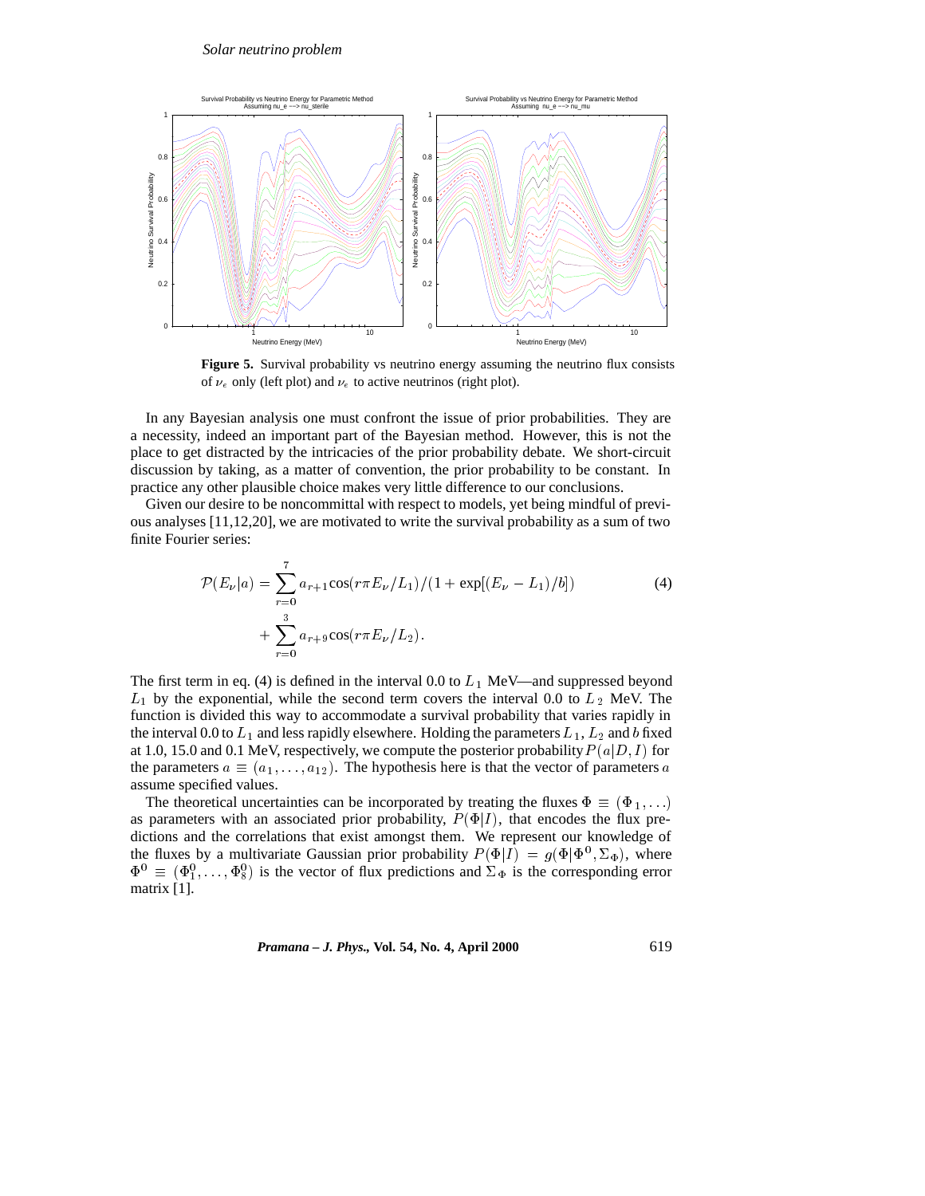**Figure 5.** Survival probability vs neutrino energy assuming the neutrino flux consists of $\nu_e$ only (left plot) and $\nu_e$ to active neutrinos (right plot).

In any Bayesian analysis one must confront the issue of prior probabilities. They are a necessity, indeed an important part of the Bayesian method. However, this is not the place to get distracted by the intricacies of the prior probability debate. We short-circuit discussion by taking, as a matter of convention, the prior probability to be constant. In practice any other plausible choice makes very little difference to our conclusions.

Given our desire to be noncommittal with respect to models, yet being mindful of previous analyses [11,12,20], we are motivated to write the survival probability as a sum of two finite Fourier series:

$$
\begin{aligned}
\mathcal{P}(E_\nu|a) &= \sum_{r=0}^{7} a_{r+1}\cos(r\pi E_\nu/L_1)/(1+\exp[(E_\nu - L_1)/b]) \\
&\quad + \sum_{r=0}^{3} a_{r+9}\cos(r\pi E_\nu/L_2).
\end{aligned}
\tag{4}
$$

The first term in eq. (4) is defined in the interval 0.0 to $L_1$ MeV—and suppressed beyond $L_1$ by the exponential, while the second term covers the interval 0.0 to $L_2$ MeV. The function is divided this way to accommodate a survival probability that varies rapidly in the interval 0.0 to $L_1$ and less rapidly elsewhere. Holding the parameters $L_1$, $L_2$ and $b$ fixed at 1.0, 15.0 and 0.1 MeV, respectively, we compute the posterior probability $P(a|D,I)$ for the parameters $a \equiv (a_1, \ldots, a_{12})$. The hypothesis here is that the vector of parameters $a$ assume specified values.

The theoretical uncertainties can be incorporated by treating the fluxes $\Phi \equiv (\Phi_1, \ldots)$ as parameters with an associated prior probability, $P(\Phi|I)$, that encodes the flux predictions and the correlations that exist amongst them. We represent our knowledge of the fluxes by a multivariate Gaussian prior probability $P(\Phi|I) = g(\Phi|\Phi^0, \Sigma_\Phi)$, where $\Phi^0 \equiv (\Phi_1^0, \ldots, \Phi_8^0)$ is the vector of flux predictions and $\Sigma_\Phi$ is the corresponding error matrix [1].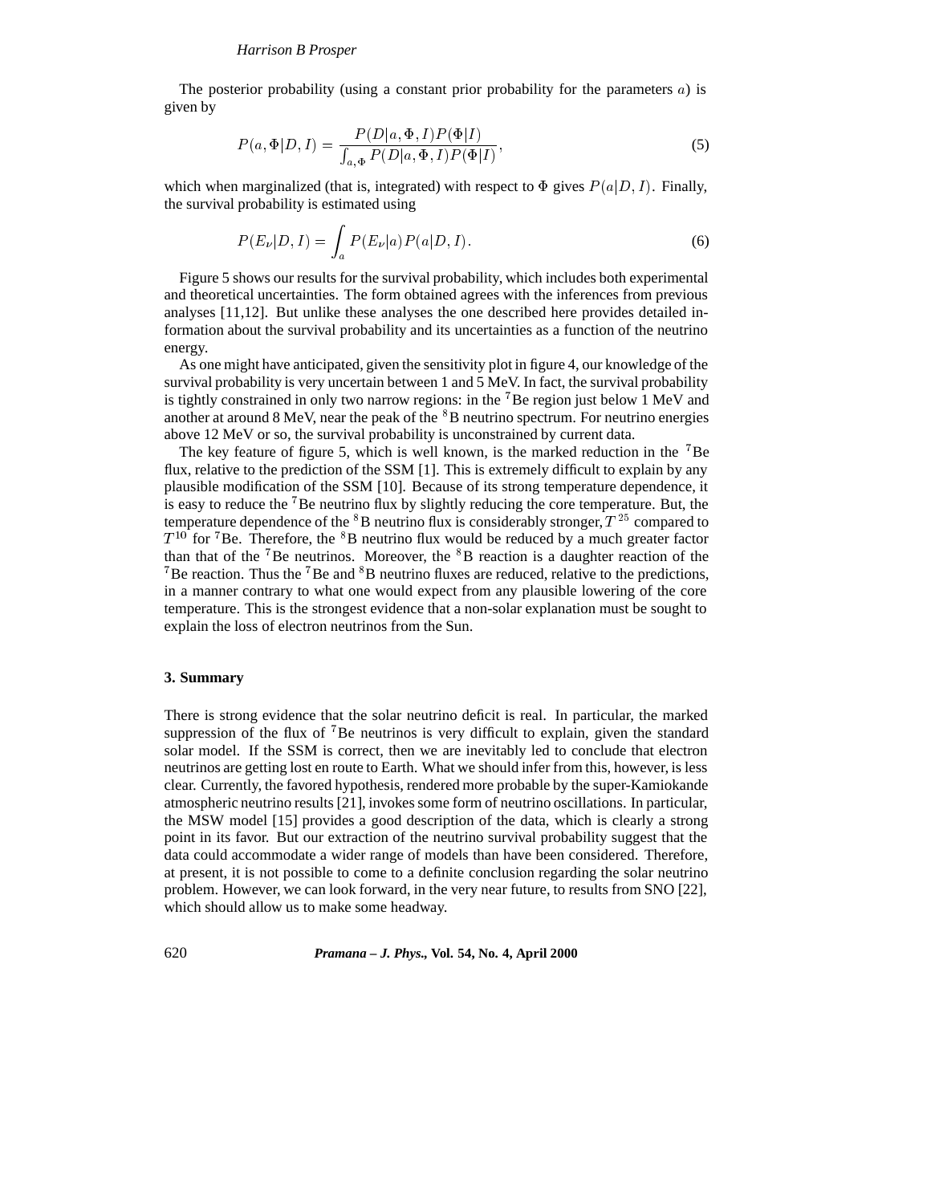The posterior probability (using a constant prior probability for the parameters $a$) is given by

$$P(a, \Phi|D, I) = \frac{P(D|a, \Phi, I)P(\Phi|I)}{\int_{a,\Phi} P(D|a, \Phi, I)P(\Phi|I)}, \tag{5}$$

which when marginalized (that is, integrated) with respect to $\Phi$ gives $P(a|D, I)$. Finally, the survival probability is estimated using

$$P(E_\nu|D, I) = \int_a P(E_\nu|a)P(a|D, I). \tag{6}$$

Figure 5 shows our results for the survival probability, which includes both experimental and theoretical uncertainties. The form obtained agrees with the inferences from previous analyses [11,12]. But unlike these analyses the one described here provides detailed information about the survival probability and its uncertainties as a function of the neutrino energy.

As one might have anticipated, given the sensitivity plot in figure 4, our knowledge of the survival probability is very uncertain between 1 and 5 MeV. In fact, the survival probability is tightly constrained in only two narrow regions: in the $^7$Be region just below 1 MeV and another at around 8 MeV, near the peak of the $^8$B neutrino spectrum. For neutrino energies above 12 MeV or so, the survival probability is unconstrained by current data.

The key feature of figure 5, which is well known, is the marked reduction in the $^7$Be flux, relative to the prediction of the SSM [1]. This is extremely difficult to explain by any plausible modification of the SSM [10]. Because of its strong temperature dependence, it is easy to reduce the $^7$Be neutrino flux by slightly reducing the core temperature. But, the temperature dependence of the $^8$B neutrino flux is considerably stronger, $T^{25}$ compared to $T^{10}$ for $^7$Be. Therefore, the $^8$B neutrino flux would be reduced by a much greater factor than that of the $^7$Be neutrinos. Moreover, the $^8$B reaction is a daughter reaction of the $^7$Be reaction. Thus the $^7$Be and $^8$B neutrino fluxes are reduced, relative to the predictions, in a manner contrary to what one would expect from any plausible lowering of the core temperature. This is the strongest evidence that a non-solar explanation must be sought to explain the loss of electron neutrinos from the Sun.

## 3. Summary

There is strong evidence that the solar neutrino deficit is real. In particular, the marked suppression of the flux of $^7$Be neutrinos is very difficult to explain, given the standard solar model. If the SSM is correct, then we are inevitably led to conclude that electron neutrinos are getting lost en route to Earth. What we should infer from this, however, is less clear. Currently, the favored hypothesis, rendered more probable by the super-Kamiokande atmospheric neutrino results [21], invokes some form of neutrino oscillations. In particular, the MSW model [15] provides a good description of the data, which is clearly a strong point in its favor. But our extraction of the neutrino survival probability suggest that the data could accommodate a wider range of models than have been considered. Therefore, at present, it is not possible to come to a definite conclusion regarding the solar neutrino problem. However, we can look forward, in the very near future, to results from SNO [22], which should allow us to make some headway.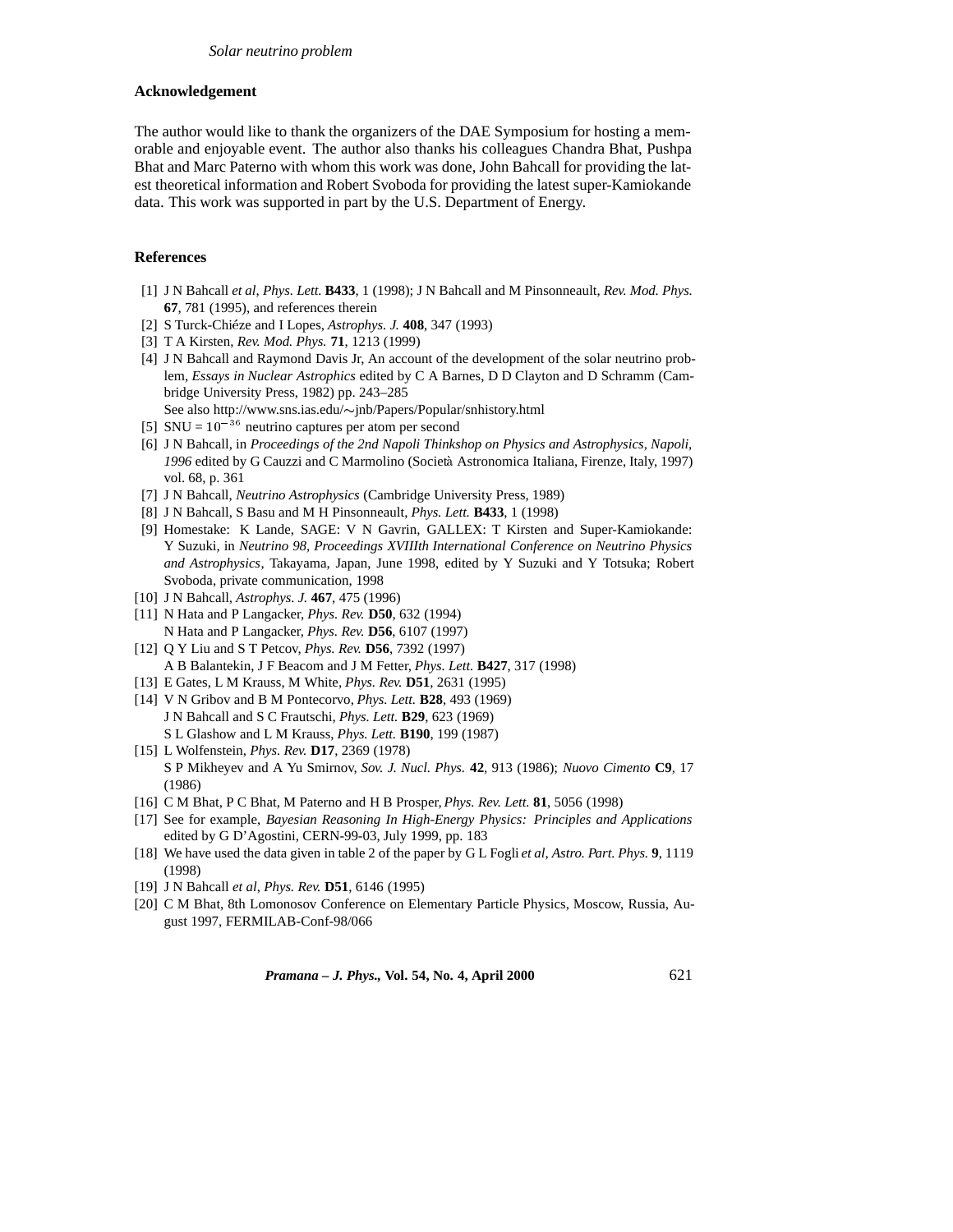## Acknowledgement

The author would like to thank the organizers of the DAE Symposium for hosting a memorable and enjoyable event. The author also thanks his colleagues Chandra Bhat, Pushpa Bhat and Marc Paterno with whom this work was done, John Bahcall for providing the latest theoretical information and Robert Svoboda for providing the latest super-Kamiokande data. This work was supported in part by the U.S. Department of Energy.

## References

[1] J N Bahcall *et al*, *Phys. Lett.* **B433**, 1 (1998); J N Bahcall and M Pinsonneault, *Rev. Mod. Phys.* **67**, 781 (1995), and references therein

[2] S Turck-Chiéze and I Lopes, *Astrophys. J.* **408**, 347 (1993)

[3] T A Kirsten, *Rev. Mod. Phys.* **71**, 1213 (1999)

[4] J N Bahcall and Raymond Davis Jr, An account of the development of the solar neutrino problem, *Essays in Nuclear Astrophics* edited by C A Barnes, D D Clayton and D Schramm (Cambridge University Press, 1982) pp. 243–285
See also http://www.sns.ias.edu/∼jnb/Papers/Popular/snhistory.html

[5] SNU = $10^{-36}$ neutrino captures per atom per second

[6] J N Bahcall, in *Proceedings of the 2nd Napoli Thinkshop on Physics and Astrophysics, Napoli, 1996* edited by G Cauzzi and C Marmolino (Società Astronomica Italiana, Firenze, Italy, 1997) vol. 68, p. 361

[7] J N Bahcall, *Neutrino Astrophysics* (Cambridge University Press, 1989)

[8] J N Bahcall, S Basu and M H Pinsonneault, *Phys. Lett.* **B433**, 1 (1998)

[9] Homestake: K Lande, SAGE: V N Gavrin, GALLEX: T Kirsten and Super-Kamiokande: Y Suzuki, in *Neutrino 98, Proceedings XVIIIth International Conference on Neutrino Physics and Astrophysics*, Takayama, Japan, June 1998, edited by Y Suzuki and Y Totsuka; Robert Svoboda, private communication, 1998

[10] J N Bahcall, *Astrophys. J.* **467**, 475 (1996)

[11] N Hata and P Langacker, *Phys. Rev.* **D50**, 632 (1994)
N Hata and P Langacker, *Phys. Rev.* **D56**, 6107 (1997)

[12] Q Y Liu and S T Petcov, *Phys. Rev.* **D56**, 7392 (1997)
A B Balantekin, J F Beacom and J M Fetter, *Phys. Lett.* **B427**, 317 (1998)

[13] E Gates, L M Krauss, M White, *Phys. Rev.* **D51**, 2631 (1995)

[14] V N Gribov and B M Pontecorvo, *Phys. Lett.* **B28**, 493 (1969)
J N Bahcall and S C Frautschi, *Phys. Lett.* **B29**, 623 (1969)
S L Glashow and L M Krauss, *Phys. Lett.* **B190**, 199 (1987)

[15] L Wolfenstein, *Phys. Rev.* **D17**, 2369 (1978)
S P Mikheyev and A Yu Smirnov, *Sov. J. Nucl. Phys.* **42**, 913 (1986); *Nuovo Cimento* **C9**, 17 (1986)

[16] C M Bhat, P C Bhat, M Paterno and H B Prosper, *Phys. Rev. Lett.* **81**, 5056 (1998)

[17] See for example, *Bayesian Reasoning In High-Energy Physics: Principles and Applications* edited by G D'Agostini, CERN-99-03, July 1999, pp. 183

[18] We have used the data given in table 2 of the paper by G L Fogli *et al*, *Astro. Part. Phys.* **9**, 1119 (1998)

[19] J N Bahcall *et al*, *Phys. Rev.* **D51**, 6146 (1995)

[20] C M Bhat, 8th Lomonosov Conference on Elementary Particle Physics, Moscow, Russia, August 1997, FERMILAB-Conf-98/066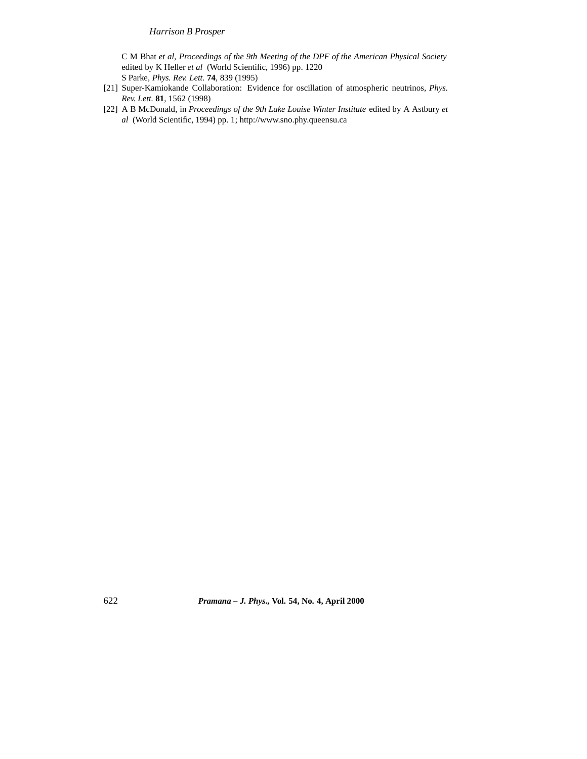C M Bhat *et al*, *Proceedings of the 9th Meeting of the DPF of the American Physical Society* edited by K Heller *et al* (World Scientific, 1996) pp. 1220
S Parke, *Phys. Rev. Lett.* **74**, 839 (1995)

[21] Super-Kamiokande Collaboration: Evidence for oscillation of atmospheric neutrinos, *Phys. Rev. Lett.* **81**, 1562 (1998)

[22] A B McDonald, in *Proceedings of the 9th Lake Louise Winter Institute* edited by A Astbury *et al* (World Scientific, 1994) pp. 1; http://www.sno.phy.queensu.ca